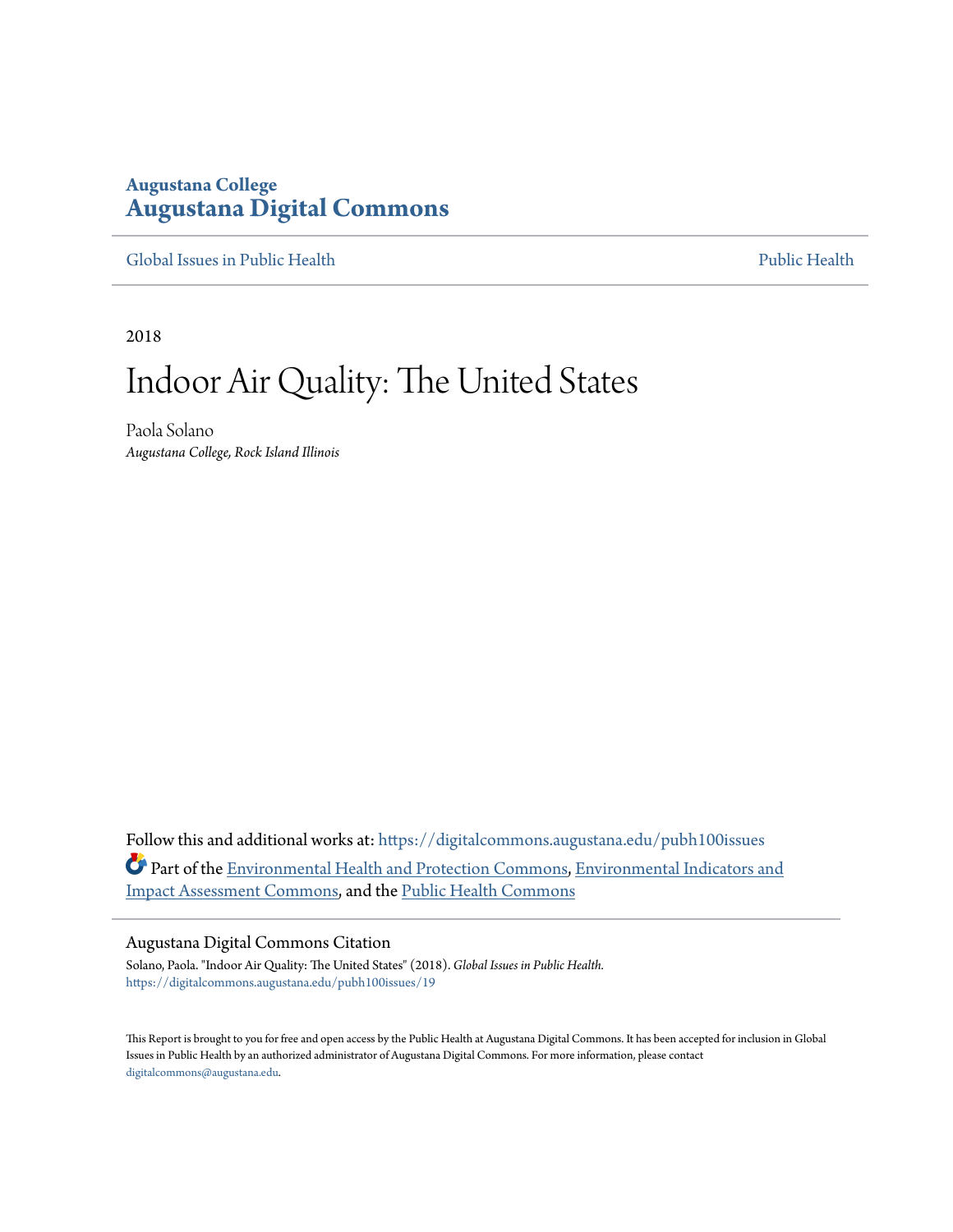**Augustana College**
**Augustana Digital Commons**

Global Issues in Public Health | Public Health

2018

# Indoor Air Quality: The United States

Paola Solano
*Augustana College, Rock Island Illinois*

Follow this and additional works at: https://digitalcommons.augustana.edu/pubh100issues

Part of the Environmental Health and Protection Commons, Environmental Indicators and Impact Assessment Commons, and the Public Health Commons

## Augustana Digital Commons Citation

Solano, Paola. "Indoor Air Quality: The United States" (2018). *Global Issues in Public Health.*
https://digitalcommons.augustana.edu/pubh100issues/19

This Report is brought to you for free and open access by the Public Health at Augustana Digital Commons. It has been accepted for inclusion in Global Issues in Public Health by an authorized administrator of Augustana Digital Commons. For more information, please contact digitalcommons@augustana.edu.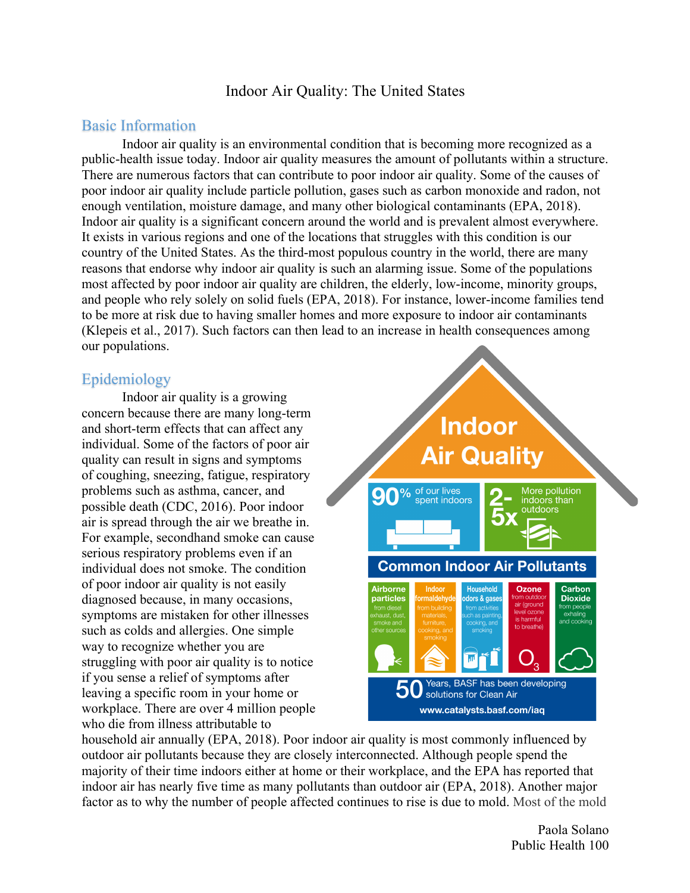Indoor Air Quality: The United States

## Basic Information

Indoor air quality is an environmental condition that is becoming more recognized as a public-health issue today. Indoor air quality measures the amount of pollutants within a structure. There are numerous factors that can contribute to poor indoor air quality. Some of the causes of poor indoor air quality include particle pollution, gases such as carbon monoxide and radon, not enough ventilation, moisture damage, and many other biological contaminants (EPA, 2018). Indoor air quality is a significant concern around the world and is prevalent almost everywhere. It exists in various regions and one of the locations that struggles with this condition is our country of the United States. As the third-most populous country in the world, there are many reasons that endorse why indoor air quality is such an alarming issue. Some of the populations most affected by poor indoor air quality are children, the elderly, low-income, minority groups, and people who rely solely on solid fuels (EPA, 2018). For instance, lower-income families tend to be more at risk due to having smaller homes and more exposure to indoor air contaminants (Klepeis et al., 2017). Such factors can then lead to an increase in health consequences among our populations.

## Epidemiology

Indoor air quality is a growing concern because there are many long-term and short-term effects that can affect any individual. Some of the factors of poor air quality can result in signs and symptoms of coughing, sneezing, fatigue, respiratory problems such as asthma, cancer, and possible death (CDC, 2016). Poor indoor air is spread through the air we breathe in. For example, secondhand smoke can cause serious respiratory problems even if an individual does not smoke. The condition of poor indoor air quality is not easily diagnosed because, in many occasions, symptoms are mistaken for other illnesses such as colds and allergies. One simple way to recognize whether you are struggling with poor air quality is to notice if you sense a relief of symptoms after leaving a specific room in your home or workplace. There are over 4 million people who die from illness attributable to household air annually (EPA, 2018). Poor indoor air quality is most commonly influenced by outdoor air pollutants because they are closely interconnected. Although people spend the majority of their time indoors either at home or their workplace, and the EPA has reported that indoor air has nearly five time as many pollutants than outdoor air (EPA, 2018). Another major factor as to why the number of people affected continues to rise is due to mold. Most of the mold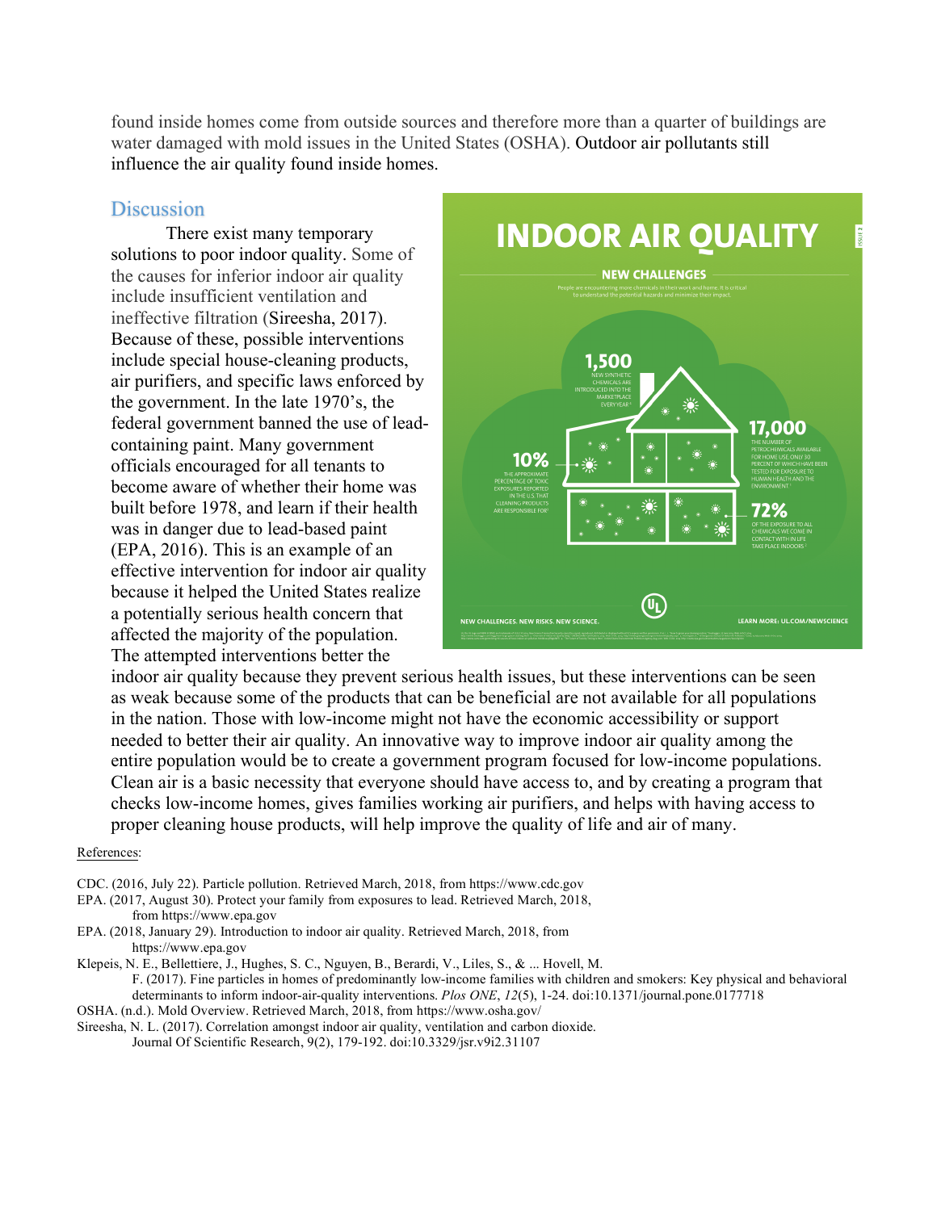found inside homes come from outside sources and therefore more than a quarter of buildings are water damaged with mold issues in the United States (OSHA). Outdoor air pollutants still influence the air quality found inside homes.

## Discussion

There exist many temporary solutions to poor indoor quality. Some of the causes for inferior indoor air quality include insufficient ventilation and ineffective filtration (Sireesha, 2017). Because of these, possible interventions include special house-cleaning products, air purifiers, and specific laws enforced by the government. In the late 1970's, the federal government banned the use of lead-containing paint. Many government officials encouraged for all tenants to become aware of whether their home was built before 1978, and learn if their health was in danger due to lead-based paint (EPA, 2016). This is an example of an effective intervention for indoor air quality because it helped the United States realize a potentially serious health concern that affected the majority of the population. The attempted interventions better the indoor air quality because they prevent serious health issues, but these interventions can be seen as weak because some of the products that can be beneficial are not available for all populations in the nation. Those with low-income might not have the economic accessibility or support needed to better their air quality. An innovative way to improve indoor air quality among the entire population would be to create a government program focused for low-income populations. Clean air is a basic necessity that everyone should have access to, and by creating a program that checks low-income homes, gives families working air purifiers, and helps with having access to proper cleaning house products, will help improve the quality of life and air of many.

INDOOR AIR QUALITY

NEW CHALLENGES

People are encountering more chemicals in their work and home. It is critical to understand the potential hazards and minimize their impact.

1,500
NEW SYNTHETIC CHEMICALS ARE INTRODUCED INTO THE MARKETPLACE EVERY YEAR

17,000
THE NUMBER OF PETROCHEMICALS AVAILABLE FOR HOME USE, ONLY 30 PERCENT OF WHICH HAVE BEEN TESTED FOR EXPOSURE TO HUMAN HEALTH AND THE ENVIRONMENT

10%
THE APPROXIMATE PERCENTAGE OF TOXIC EXPOSURES REPORTED IN THE U.S. THAT CLEANING PRODUCTS ARE RESPONSIBLE FOR

72%
OF THE EXPOSURE TO ALL CHEMICALS WE COME IN CONTACT WITH IN LIFE TAKE PLACE INDOORS

NEW CHALLENGES. NEW RISKS. NEW SCIENCE.

LEARN MORE: UL.COM/NEWSCIENCE

References:

CDC. (2016, July 22). Particle pollution. Retrieved March, 2018, from https://www.cdc.gov

EPA. (2017, August 30). Protect your family from exposures to lead. Retrieved March, 2018, from https://www.epa.gov

EPA. (2018, January 29). Introduction to indoor air quality. Retrieved March, 2018, from https://www.epa.gov

Klepeis, N. E., Bellettiere, J., Hughes, S. C., Nguyen, B., Berardi, V., Liles, S., & ... Hovell, M. F. (2017). Fine particles in homes of predominantly low-income families with children and smokers: Key physical and behavioral determinants to inform indoor-air-quality interventions. *Plos ONE*, *12*(5), 1-24. doi:10.1371/journal.pone.0177718

OSHA. (n.d.). Mold Overview. Retrieved March, 2018, from https://www.osha.gov/

Sireesha, N. L. (2017). Correlation amongst indoor air quality, ventilation and carbon dioxide. Journal Of Scientific Research, 9(2), 179-192. doi:10.3329/jsr.v9i2.31107